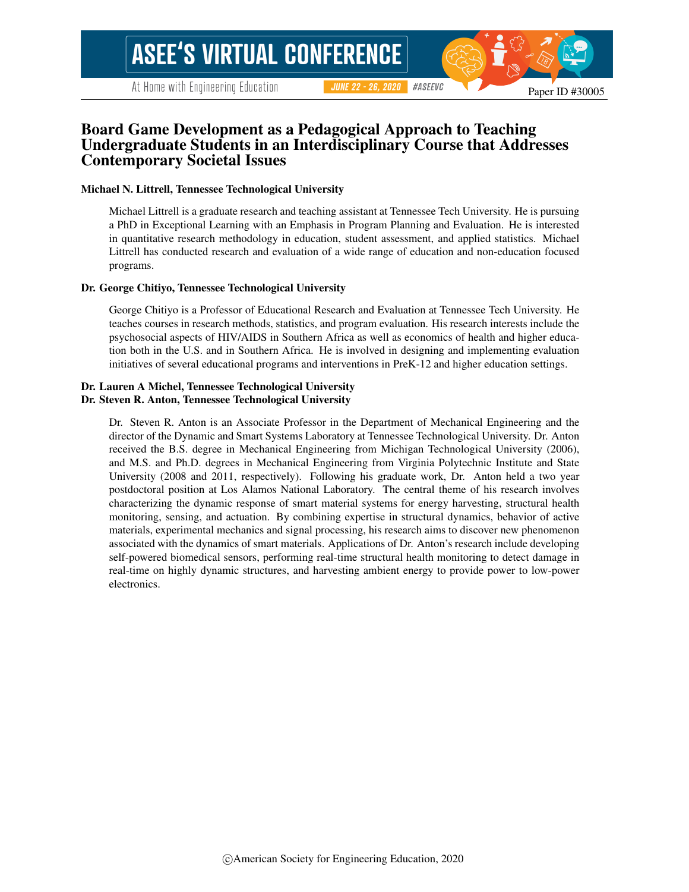# Board Game Development as a Pedagogical Approach to Teaching Undergraduate Students in an Interdisciplinary Course that Addresses Contemporary Societal Issues

**Michael N. Littrell, Tennessee Technological University**

Michael Littrell is a graduate research and teaching assistant at Tennessee Tech University. He is pursuing a PhD in Exceptional Learning with an Emphasis in Program Planning and Evaluation. He is interested in quantitative research methodology in education, student assessment, and applied statistics. Michael Littrell has conducted research and evaluation of a wide range of education and non-education focused programs.

**Dr. George Chitiyo, Tennessee Technological University**

George Chitiyo is a Professor of Educational Research and Evaluation at Tennessee Tech University. He teaches courses in research methods, statistics, and program evaluation. His research interests include the psychosocial aspects of HIV/AIDS in Southern Africa as well as economics of health and higher education both in the U.S. and in Southern Africa. He is involved in designing and implementing evaluation initiatives of several educational programs and interventions in PreK-12 and higher education settings.

**Dr. Lauren A Michel, Tennessee Technological University**
**Dr. Steven R. Anton, Tennessee Technological University**

Dr. Steven R. Anton is an Associate Professor in the Department of Mechanical Engineering and the director of the Dynamic and Smart Systems Laboratory at Tennessee Technological University. Dr. Anton received the B.S. degree in Mechanical Engineering from Michigan Technological University (2006), and M.S. and Ph.D. degrees in Mechanical Engineering from Virginia Polytechnic Institute and State University (2008 and 2011, respectively). Following his graduate work, Dr. Anton held a two year postdoctoral position at Los Alamos National Laboratory. The central theme of his research involves characterizing the dynamic response of smart material systems for energy harvesting, structural health monitoring, sensing, and actuation. By combining expertise in structural dynamics, behavior of active materials, experimental mechanics and signal processing, his research aims to discover new phenomenon associated with the dynamics of smart materials. Applications of Dr. Anton's research include developing self-powered biomedical sensors, performing real-time structural health monitoring to detect damage in real-time on highly dynamic structures, and harvesting ambient energy to provide power to low-power electronics.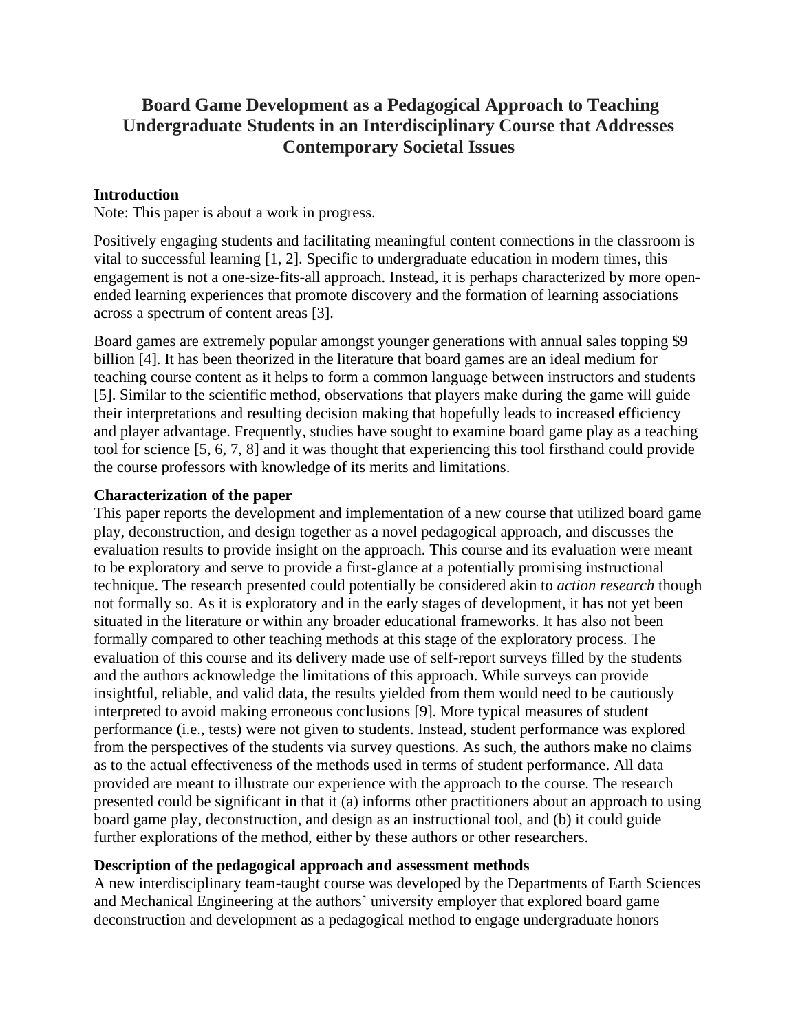# Board Game Development as a Pedagogical Approach to Teaching Undergraduate Students in an Interdisciplinary Course that Addresses Contemporary Societal Issues

**Introduction**

Note: This paper is about a work in progress.

Positively engaging students and facilitating meaningful content connections in the classroom is vital to successful learning [1, 2]. Specific to undergraduate education in modern times, this engagement is not a one-size-fits-all approach. Instead, it is perhaps characterized by more open-ended learning experiences that promote discovery and the formation of learning associations across a spectrum of content areas [3].

Board games are extremely popular amongst younger generations with annual sales topping $9 billion [4]. It has been theorized in the literature that board games are an ideal medium for teaching course content as it helps to form a common language between instructors and students [5]. Similar to the scientific method, observations that players make during the game will guide their interpretations and resulting decision making that hopefully leads to increased efficiency and player advantage. Frequently, studies have sought to examine board game play as a teaching tool for science [5, 6, 7, 8] and it was thought that experiencing this tool firsthand could provide the course professors with knowledge of its merits and limitations.

**Characterization of the paper**

This paper reports the development and implementation of a new course that utilized board game play, deconstruction, and design together as a novel pedagogical approach, and discusses the evaluation results to provide insight on the approach. This course and its evaluation were meant to be exploratory and serve to provide a first-glance at a potentially promising instructional technique. The research presented could potentially be considered akin to *action research* though not formally so. As it is exploratory and in the early stages of development, it has not yet been situated in the literature or within any broader educational frameworks. It has also not been formally compared to other teaching methods at this stage of the exploratory process. The evaluation of this course and its delivery made use of self-report surveys filled by the students and the authors acknowledge the limitations of this approach. While surveys can provide insightful, reliable, and valid data, the results yielded from them would need to be cautiously interpreted to avoid making erroneous conclusions [9]. More typical measures of student performance (i.e., tests) were not given to students. Instead, student performance was explored from the perspectives of the students via survey questions. As such, the authors make no claims as to the actual effectiveness of the methods used in terms of student performance. All data provided are meant to illustrate our experience with the approach to the course. The research presented could be significant in that it (a) informs other practitioners about an approach to using board game play, deconstruction, and design as an instructional tool, and (b) it could guide further explorations of the method, either by these authors or other researchers.

**Description of the pedagogical approach and assessment methods**

A new interdisciplinary team-taught course was developed by the Departments of Earth Sciences and Mechanical Engineering at the authors' university employer that explored board game deconstruction and development as a pedagogical method to engage undergraduate honors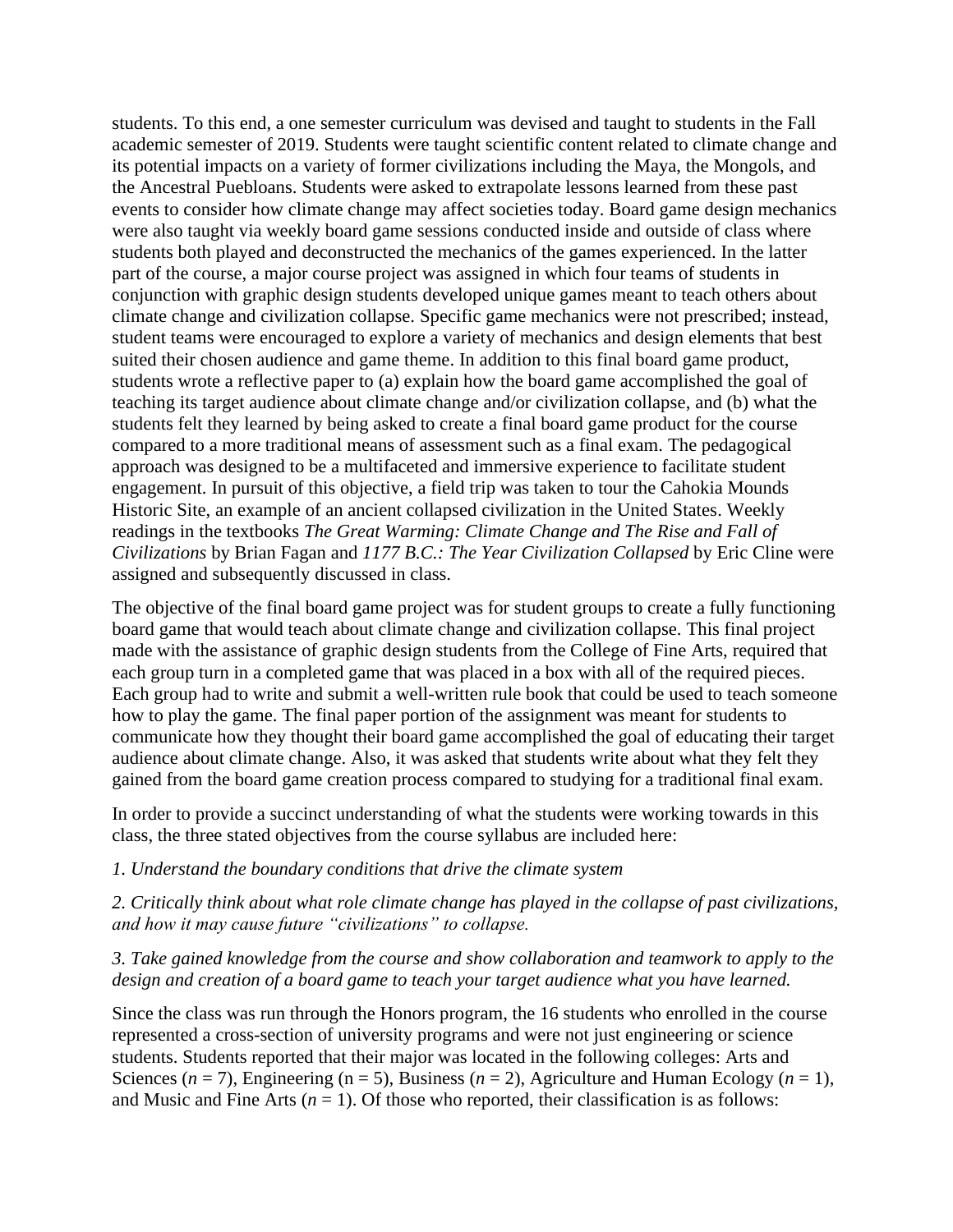students. To this end, a one semester curriculum was devised and taught to students in the Fall academic semester of 2019. Students were taught scientific content related to climate change and its potential impacts on a variety of former civilizations including the Maya, the Mongols, and the Ancestral Puebloans. Students were asked to extrapolate lessons learned from these past events to consider how climate change may affect societies today. Board game design mechanics were also taught via weekly board game sessions conducted inside and outside of class where students both played and deconstructed the mechanics of the games experienced. In the latter part of the course, a major course project was assigned in which four teams of students in conjunction with graphic design students developed unique games meant to teach others about climate change and civilization collapse. Specific game mechanics were not prescribed; instead, student teams were encouraged to explore a variety of mechanics and design elements that best suited their chosen audience and game theme. In addition to this final board game product, students wrote a reflective paper to (a) explain how the board game accomplished the goal of teaching its target audience about climate change and/or civilization collapse, and (b) what the students felt they learned by being asked to create a final board game product for the course compared to a more traditional means of assessment such as a final exam. The pedagogical approach was designed to be a multifaceted and immersive experience to facilitate student engagement. In pursuit of this objective, a field trip was taken to tour the Cahokia Mounds Historic Site, an example of an ancient collapsed civilization in the United States. Weekly readings in the textbooks *The Great Warming: Climate Change and The Rise and Fall of Civilizations* by Brian Fagan and *1177 B.C.: The Year Civilization Collapsed* by Eric Cline were assigned and subsequently discussed in class.

The objective of the final board game project was for student groups to create a fully functioning board game that would teach about climate change and civilization collapse. This final project made with the assistance of graphic design students from the College of Fine Arts, required that each group turn in a completed game that was placed in a box with all of the required pieces. Each group had to write and submit a well-written rule book that could be used to teach someone how to play the game. The final paper portion of the assignment was meant for students to communicate how they thought their board game accomplished the goal of educating their target audience about climate change. Also, it was asked that students write about what they felt they gained from the board game creation process compared to studying for a traditional final exam.

In order to provide a succinct understanding of what the students were working towards in this class, the three stated objectives from the course syllabus are included here:

*1. Understand the boundary conditions that drive the climate system*

*2. Critically think about what role climate change has played in the collapse of past civilizations, and how it may cause future "civilizations" to collapse.*

*3. Take gained knowledge from the course and show collaboration and teamwork to apply to the design and creation of a board game to teach your target audience what you have learned.*

Since the class was run through the Honors program, the 16 students who enrolled in the course represented a cross-section of university programs and were not just engineering or science students. Students reported that their major was located in the following colleges: Arts and Sciences ($n$ = 7), Engineering (n = 5), Business ($n$ = 2), Agriculture and Human Ecology ($n$ = 1), and Music and Fine Arts ($n$ = 1). Of those who reported, their classification is as follows: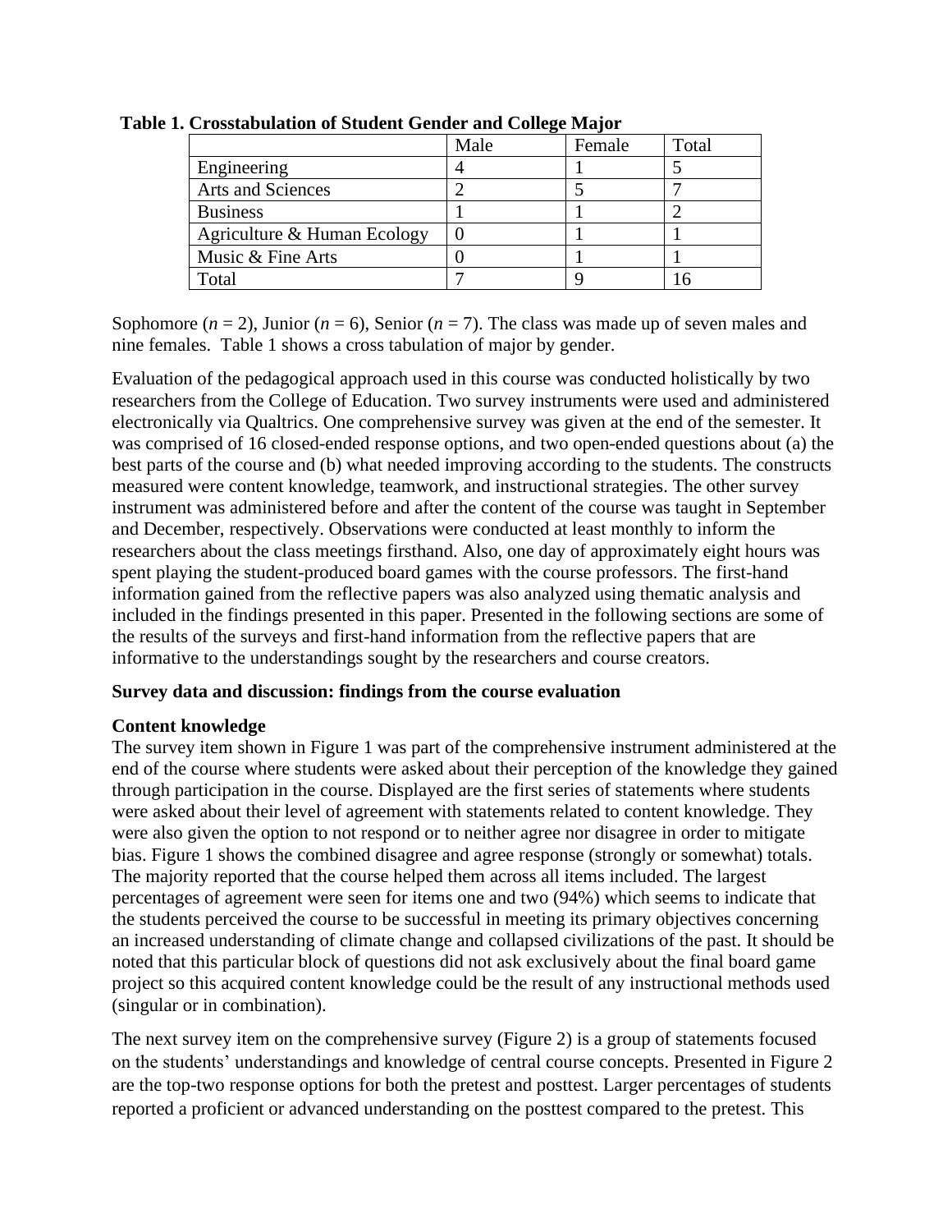**Table 1. Crosstabulation of Student Gender and College Major**

| | Male | Female | Total |
|---|---|---|---|
| Engineering | 4 | 1 | 5 |
| Arts and Sciences | 2 | 5 | 7 |
| Business | 1 | 1 | 2 |
| Agriculture & Human Ecology | 0 | 1 | 1 |
| Music & Fine Arts | 0 | 1 | 1 |
| Total | 7 | 9 | 16 |

Sophomore ($n$ = 2), Junior ($n$ = 6), Senior ($n$ = 7). The class was made up of seven males and nine females. Table 1 shows a cross tabulation of major by gender.

Evaluation of the pedagogical approach used in this course was conducted holistically by two researchers from the College of Education. Two survey instruments were used and administered electronically via Qualtrics. One comprehensive survey was given at the end of the semester. It was comprised of 16 closed-ended response options, and two open-ended questions about (a) the best parts of the course and (b) what needed improving according to the students. The constructs measured were content knowledge, teamwork, and instructional strategies. The other survey instrument was administered before and after the content of the course was taught in September and December, respectively. Observations were conducted at least monthly to inform the researchers about the class meetings firsthand. Also, one day of approximately eight hours was spent playing the student-produced board games with the course professors. The first-hand information gained from the reflective papers was also analyzed using thematic analysis and included in the findings presented in this paper. Presented in the following sections are some of the results of the surveys and first-hand information from the reflective papers that are informative to the understandings sought by the researchers and course creators.

**Survey data and discussion: findings from the course evaluation**

**Content knowledge**

The survey item shown in Figure 1 was part of the comprehensive instrument administered at the end of the course where students were asked about their perception of the knowledge they gained through participation in the course. Displayed are the first series of statements where students were asked about their level of agreement with statements related to content knowledge. They were also given the option to not respond or to neither agree nor disagree in order to mitigate bias. Figure 1 shows the combined disagree and agree response (strongly or somewhat) totals. The majority reported that the course helped them across all items included. The largest percentages of agreement were seen for items one and two (94%) which seems to indicate that the students perceived the course to be successful in meeting its primary objectives concerning an increased understanding of climate change and collapsed civilizations of the past. It should be noted that this particular block of questions did not ask exclusively about the final board game project so this acquired content knowledge could be the result of any instructional methods used (singular or in combination).

The next survey item on the comprehensive survey (Figure 2) is a group of statements focused on the students' understandings and knowledge of central course concepts. Presented in Figure 2 are the top-two response options for both the pretest and posttest. Larger percentages of students reported a proficient or advanced understanding on the posttest compared to the pretest. This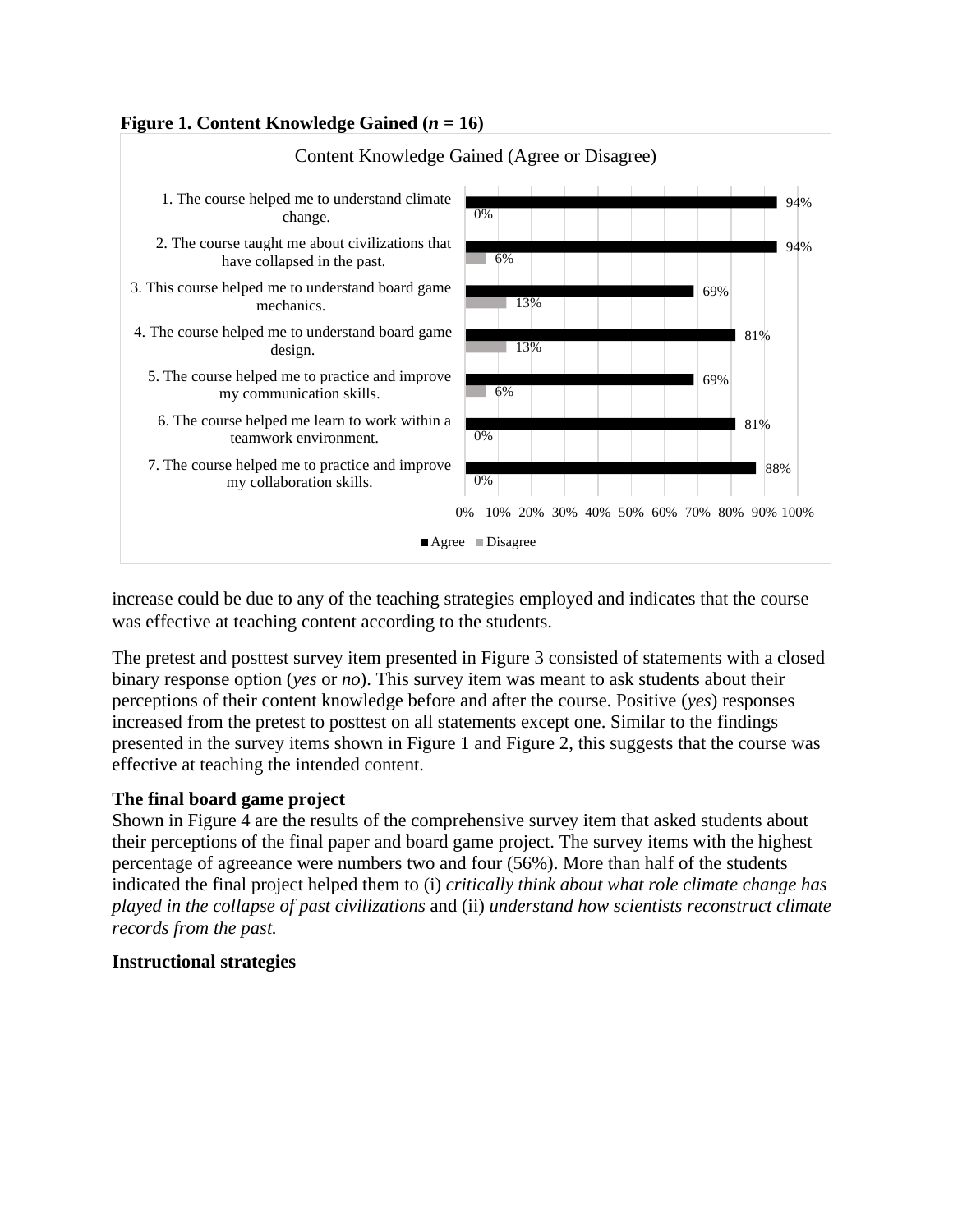**Figure 1. Content Knowledge Gained (*n* = 16)**

| Content Knowledge Gained (Agree or Disagree) | Agree | Disagree |
|---|---|---|
| 1. The course helped me to understand climate change. | 94% | 0% |
| 2. The course taught me about civilizations that have collapsed in the past. | 94% | 6% |
| 3. This course helped me to understand board game mechanics. | 69% | 13% |
| 4. The course helped me to understand board game design. | 81% | 13% |
| 5. The course helped me to practice and improve my communication skills. | 69% | 6% |
| 6. The course helped me learn to work within a teamwork environment. | 81% | 0% |
| 7. The course helped me to practice and improve my collaboration skills. | 88% | 0% |

increase could be due to any of the teaching strategies employed and indicates that the course was effective at teaching content according to the students.

The pretest and posttest survey item presented in Figure 3 consisted of statements with a closed binary response option (*yes* or *no*). This survey item was meant to ask students about their perceptions of their content knowledge before and after the course. Positive (*yes*) responses increased from the pretest to posttest on all statements except one. Similar to the findings presented in the survey items shown in Figure 1 and Figure 2, this suggests that the course was effective at teaching the intended content.

**The final board game project**

Shown in Figure 4 are the results of the comprehensive survey item that asked students about their perceptions of the final paper and board game project. The survey items with the highest percentage of agreeance were numbers two and four (56%). More than half of the students indicated the final project helped them to (i) *critically think about what role climate change has played in the collapse of past civilizations* and (ii) *understand how scientists reconstruct climate records from the past.*

**Instructional strategies**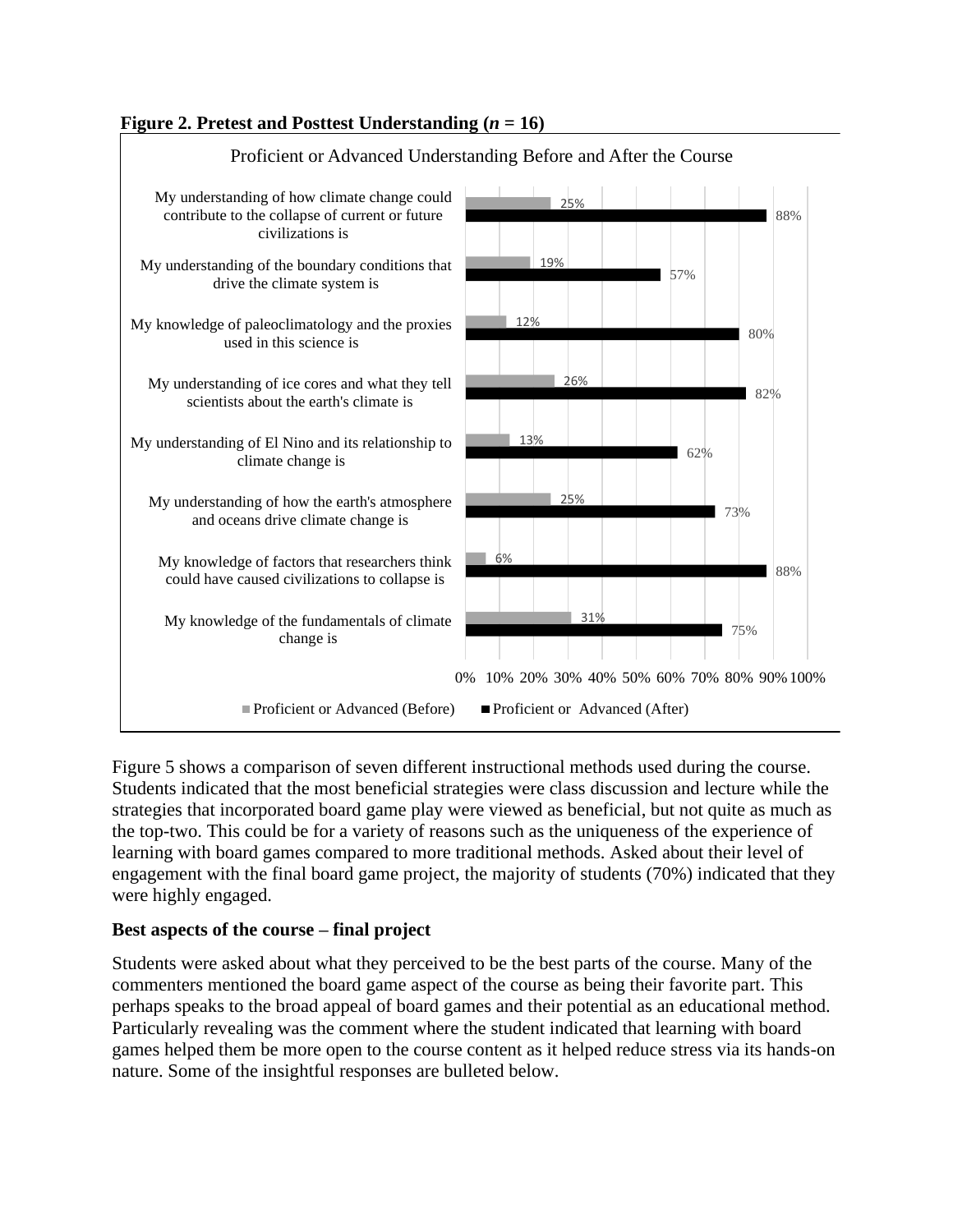**Figure 2. Pretest and Posttest Understanding (*n* = 16)**

Proficient or Advanced Understanding Before and After the Course

| Item | Proficient or Advanced (Before) | Proficient or Advanced (After) |
|---|---|---|
| My understanding of how climate change could contribute to the collapse of current or future civilizations is | 25% | 88% |
| My understanding of the boundary conditions that drive the climate system is | 19% | 57% |
| My knowledge of paleoclimatology and the proxies used in this science is | 12% | 80% |
| My understanding of ice cores and what they tell scientists about the earth's climate is | 26% | 82% |
| My understanding of El Nino and its relationship to climate change is | 13% | 62% |
| My understanding of how the earth's atmosphere and oceans drive climate change is | 25% | 73% |
| My knowledge of factors that researchers think could have caused civilizations to collapse is | 6% | 88% |
| My knowledge of the fundamentals of climate change is | 31% | 75% |

Figure 5 shows a comparison of seven different instructional methods used during the course. Students indicated that the most beneficial strategies were class discussion and lecture while the strategies that incorporated board game play were viewed as beneficial, but not quite as much as the top-two. This could be for a variety of reasons such as the uniqueness of the experience of learning with board games compared to more traditional methods. Asked about their level of engagement with the final board game project, the majority of students (70%) indicated that they were highly engaged.

**Best aspects of the course – final project**

Students were asked about what they perceived to be the best parts of the course. Many of the commenters mentioned the board game aspect of the course as being their favorite part. This perhaps speaks to the broad appeal of board games and their potential as an educational method. Particularly revealing was the comment where the student indicated that learning with board games helped them be more open to the course content as it helped reduce stress via its hands-on nature. Some of the insightful responses are bulleted below.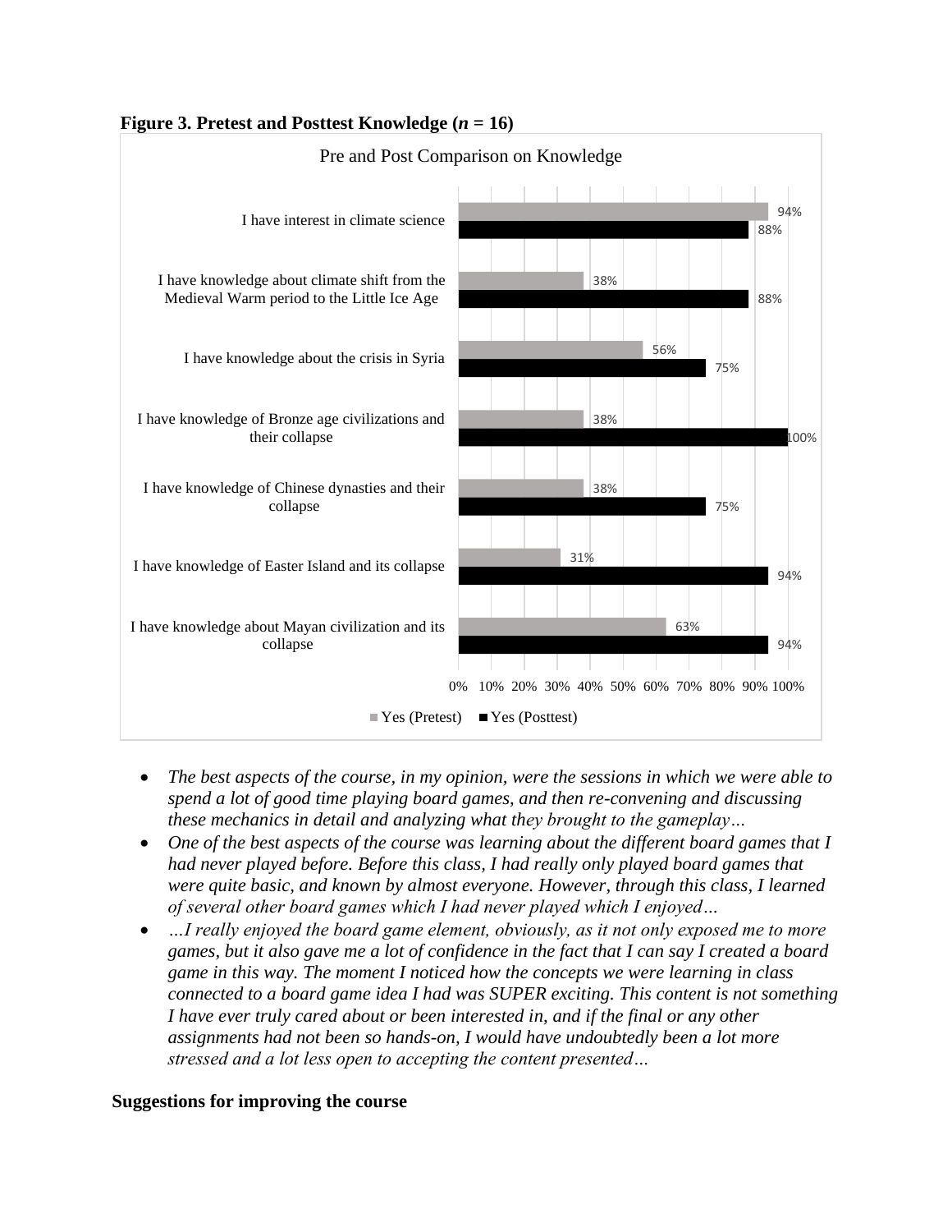**Figure 3. Pretest and Posttest Knowledge ($n$ = 16)**

Pre and Post Comparison on Knowledge

| | Yes (Pretest) | Yes (Posttest) |
|---|---|---|
| I have interest in climate science | 94% | 88% |
| I have knowledge about climate shift from the Medieval Warm period to the Little Ice Age | 38% | 88% |
| I have knowledge about the crisis in Syria | 56% | 75% |
| I have knowledge of Bronze age civilizations and their collapse | 38% | 100% |
| I have knowledge of Chinese dynasties and their collapse | 38% | 75% |
| I have knowledge of Easter Island and its collapse | 31% | 94% |
| I have knowledge about Mayan civilization and its collapse | 63% | 94% |

- *The best aspects of the course, in my opinion, were the sessions in which we were able to spend a lot of good time playing board games, and then re-convening and discussing these mechanics in detail and analyzing what they brought to the gameplay…*
- *One of the best aspects of the course was learning about the different board games that I had never played before. Before this class, I had really only played board games that were quite basic, and known by almost everyone. However, through this class, I learned of several other board games which I had never played which I enjoyed…*
- *…I really enjoyed the board game element, obviously, as it not only exposed me to more games, but it also gave me a lot of confidence in the fact that I can say I created a board game in this way. The moment I noticed how the concepts we were learning in class connected to a board game idea I had was SUPER exciting. This content is not something I have ever truly cared about or been interested in, and if the final or any other assignments had not been so hands-on, I would have undoubtedly been a lot more stressed and a lot less open to accepting the content presented…*

**Suggestions for improving the course**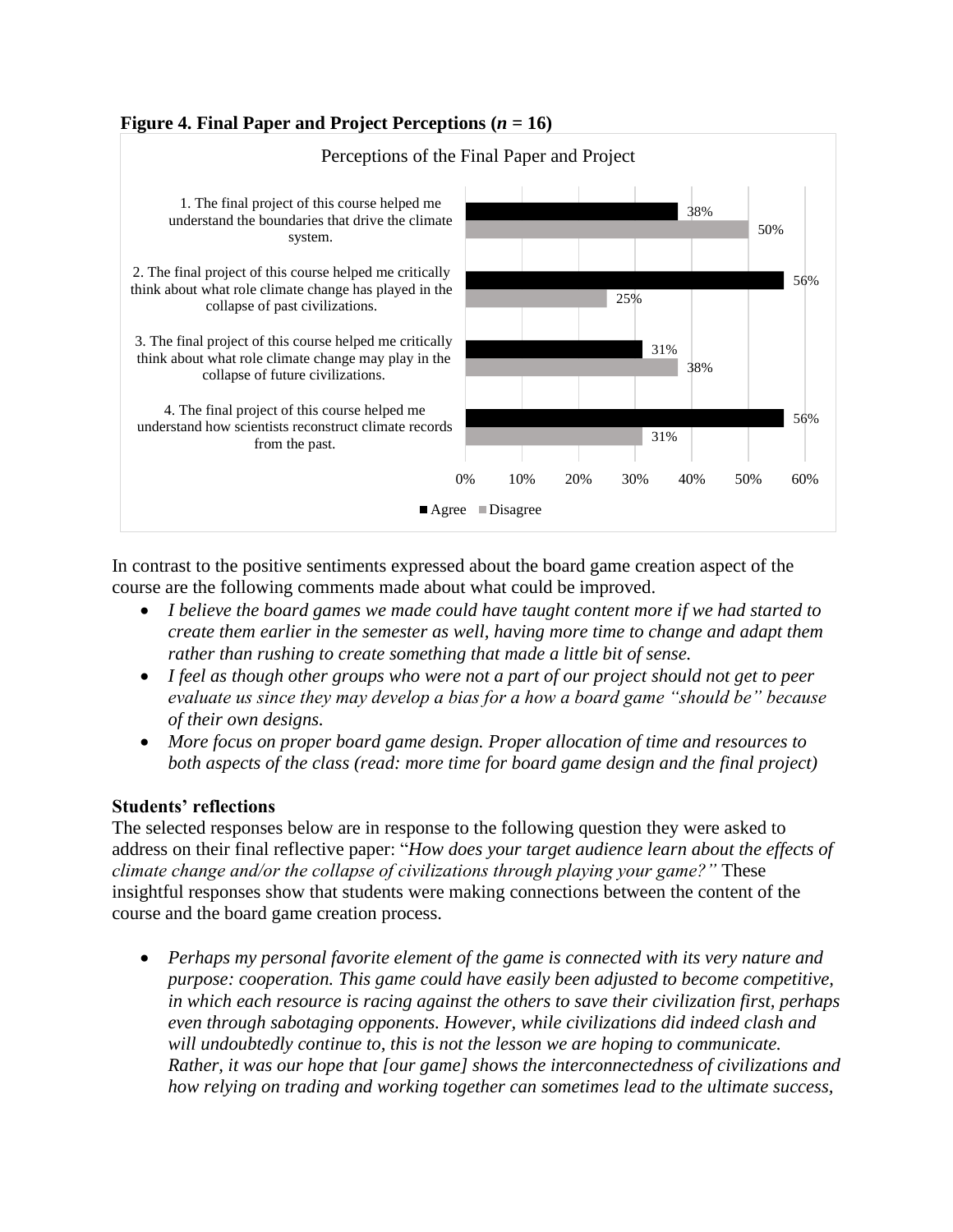**Figure 4. Final Paper and Project Perceptions (*n* = 16)**

Perceptions of the Final Paper and Project

| Statement | Agree | Disagree |
|---|---|---|
| 1. The final project of this course helped me understand the boundaries that drive the climate system. | 38% | 50% |
| 2. The final project of this course helped me critically think about what role climate change has played in the collapse of past civilizations. | 56% | 25% |
| 3. The final project of this course helped me critically think about what role climate change may play in the collapse of future civilizations. | 31% | 38% |
| 4. The final project of this course helped me understand how scientists reconstruct climate records from the past. | 56% | 31% |

In contrast to the positive sentiments expressed about the board game creation aspect of the course are the following comments made about what could be improved.

- *I believe the board games we made could have taught content more if we had started to create them earlier in the semester as well, having more time to change and adapt them rather than rushing to create something that made a little bit of sense.*
- *I feel as though other groups who were not a part of our project should not get to peer evaluate us since they may develop a bias for a how a board game "should be" because of their own designs.*
- *More focus on proper board game design. Proper allocation of time and resources to both aspects of the class (read: more time for board game design and the final project)*

**Students' reflections**

The selected responses below are in response to the following question they were asked to address on their final reflective paper: "*How does your target audience learn about the effects of climate change and/or the collapse of civilizations through playing your game?"* These insightful responses show that students were making connections between the content of the course and the board game creation process.

- *Perhaps my personal favorite element of the game is connected with its very nature and purpose: cooperation. This game could have easily been adjusted to become competitive, in which each resource is racing against the others to save their civilization first, perhaps even through sabotaging opponents. However, while civilizations did indeed clash and will undoubtedly continue to, this is not the lesson we are hoping to communicate. Rather, it was our hope that [our game] shows the interconnectedness of civilizations and how relying on trading and working together can sometimes lead to the ultimate success,*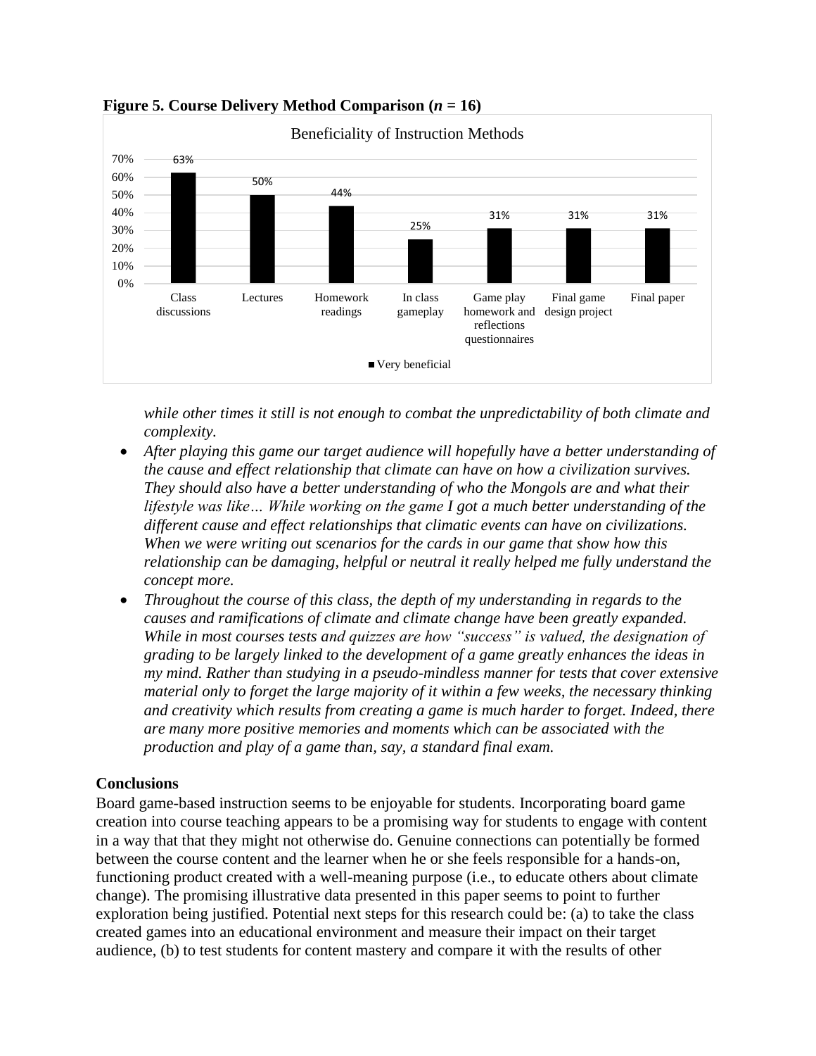**Figure 5. Course Delivery Method Comparison (*n* = 16)**

| Instruction Method | Very beneficial |
|---|---|
| Class discussions | 63% |
| Lectures | 50% |
| Homework readings | 44% |
| In class gameplay | 25% |
| Game play homework and reflections questionnaires | 31% |
| Final game design project | 31% |
| Final paper | 31% |

*while other times it still is not enough to combat the unpredictability of both climate and complexity.*

- *After playing this game our target audience will hopefully have a better understanding of the cause and effect relationship that climate can have on how a civilization survives. They should also have a better understanding of who the Mongols are and what their lifestyle was like… While working on the game I got a much better understanding of the different cause and effect relationships that climatic events can have on civilizations. When we were writing out scenarios for the cards in our game that show how this relationship can be damaging, helpful or neutral it really helped me fully understand the concept more.*
- *Throughout the course of this class, the depth of my understanding in regards to the causes and ramifications of climate and climate change have been greatly expanded. While in most courses tests and quizzes are how "success" is valued, the designation of grading to be largely linked to the development of a game greatly enhances the ideas in my mind. Rather than studying in a pseudo-mindless manner for tests that cover extensive material only to forget the large majority of it within a few weeks, the necessary thinking and creativity which results from creating a game is much harder to forget. Indeed, there are many more positive memories and moments which can be associated with the production and play of a game than, say, a standard final exam.*

## Conclusions

Board game-based instruction seems to be enjoyable for students. Incorporating board game creation into course teaching appears to be a promising way for students to engage with content in a way that that they might not otherwise do. Genuine connections can potentially be formed between the course content and the learner when he or she feels responsible for a hands-on, functioning product created with a well-meaning purpose (i.e., to educate others about climate change). The promising illustrative data presented in this paper seems to point to further exploration being justified. Potential next steps for this research could be: (a) to take the class created games into an educational environment and measure their impact on their target audience, (b) to test students for content mastery and compare it with the results of other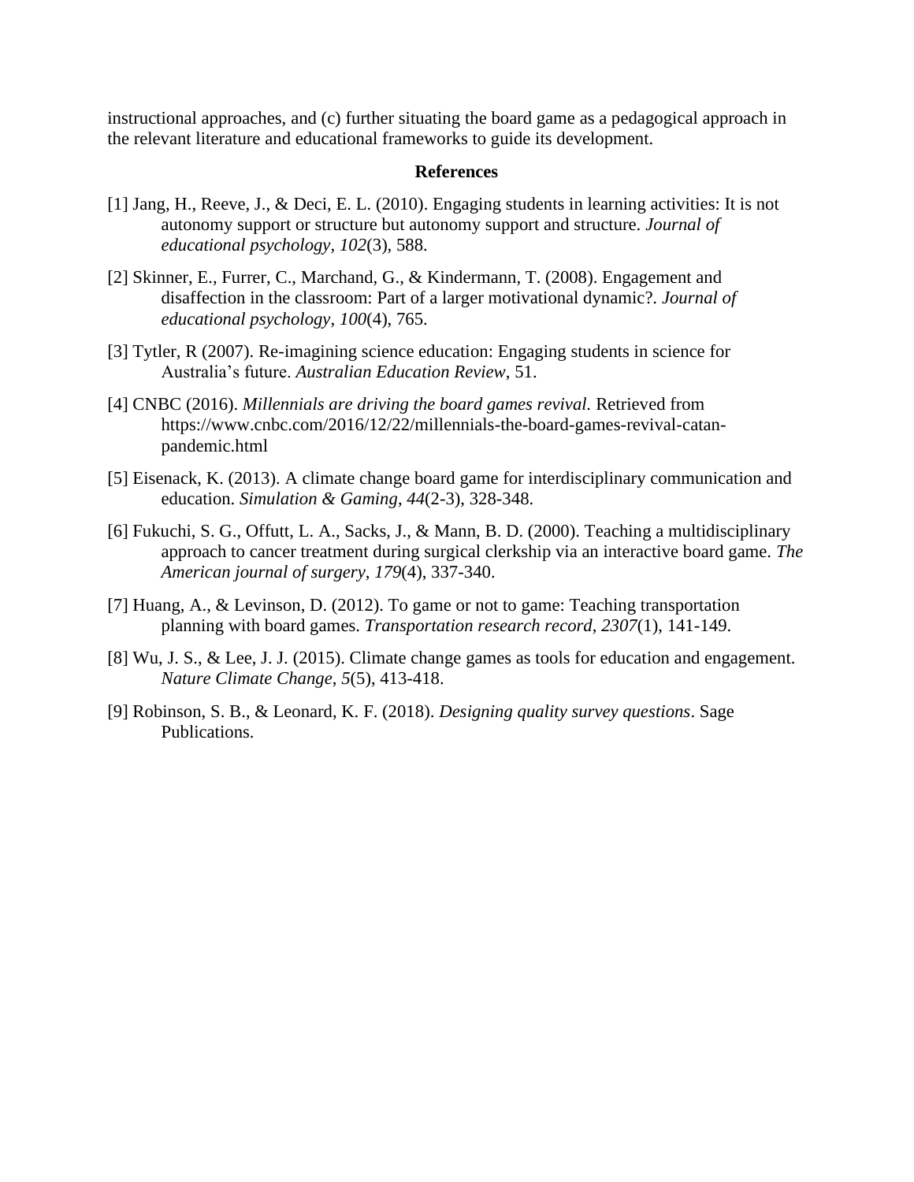instructional approaches, and (c) further situating the board game as a pedagogical approach in the relevant literature and educational frameworks to guide its development.

## References

[1] Jang, H., Reeve, J., & Deci, E. L. (2010). Engaging students in learning activities: It is not autonomy support or structure but autonomy support and structure. *Journal of educational psychology*, *102*(3), 588.

[2] Skinner, E., Furrer, C., Marchand, G., & Kindermann, T. (2008). Engagement and disaffection in the classroom: Part of a larger motivational dynamic?. *Journal of educational psychology*, *100*(4), 765.

[3] Tytler, R (2007). Re-imagining science education: Engaging students in science for Australia's future. *Australian Education Review*, 51.

[4] CNBC (2016). *Millennials are driving the board games revival.* Retrieved from https://www.cnbc.com/2016/12/22/millennials-the-board-games-revival-catan-pandemic.html

[5] Eisenack, K. (2013). A climate change board game for interdisciplinary communication and education. *Simulation & Gaming*, *44*(2-3), 328-348.

[6] Fukuchi, S. G., Offutt, L. A., Sacks, J., & Mann, B. D. (2000). Teaching a multidisciplinary approach to cancer treatment during surgical clerkship via an interactive board game. *The American journal of surgery*, *179*(4), 337-340.

[7] Huang, A., & Levinson, D. (2012). To game or not to game: Teaching transportation planning with board games. *Transportation research record*, *2307*(1), 141-149.

[8] Wu, J. S., & Lee, J. J. (2015). Climate change games as tools for education and engagement. *Nature Climate Change*, *5*(5), 413-418.

[9] Robinson, S. B., & Leonard, K. F. (2018). *Designing quality survey questions*. Sage Publications.